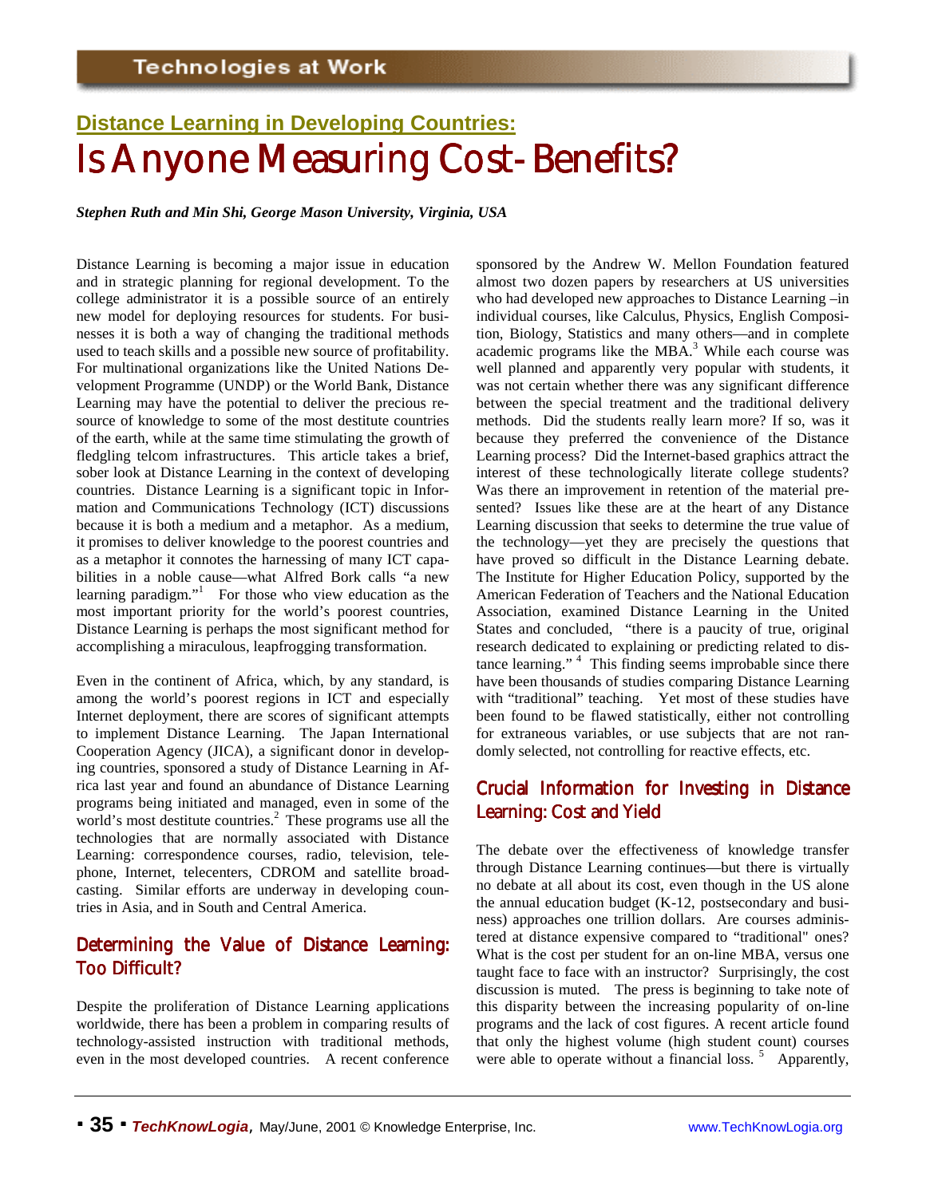## Distance Learning in Developing Countries:

# Is Anyone Measuring Cost-Benefits?

***Stephen Ruth and Min Shi, George Mason University, Virginia, USA***

Distance Learning is becoming a major issue in education and in strategic planning for regional development. To the college administrator it is a possible source of an entirely new model for deploying resources for students. For businesses it is both a way of changing the traditional methods used to teach skills and a possible new source of profitability. For multinational organizations like the United Nations Development Programme (UNDP) or the World Bank, Distance Learning may have the potential to deliver the precious resource of knowledge to some of the most destitute countries of the earth, while at the same time stimulating the growth of fledgling telcom infrastructures. This article takes a brief, sober look at Distance Learning in the context of developing countries. Distance Learning is a significant topic in Information and Communications Technology (ICT) discussions because it is both a medium and a metaphor. As a medium, it promises to deliver knowledge to the poorest countries and as a metaphor it connotes the harnessing of many ICT capabilities in a noble cause—what Alfred Bork calls "a new learning paradigm."[1] For those who view education as the most important priority for the world's poorest countries, Distance Learning is perhaps the most significant method for accomplishing a miraculous, leapfrogging transformation.

Even in the continent of Africa, which, by any standard, is among the world's poorest regions in ICT and especially Internet deployment, there are scores of significant attempts to implement Distance Learning. The Japan International Cooperation Agency (JICA), a significant donor in developing countries, sponsored a study of Distance Learning in Africa last year and found an abundance of Distance Learning programs being initiated and managed, even in some of the world's most destitute countries.[2] These programs use all the technologies that are normally associated with Distance Learning: correspondence courses, radio, television, telephone, Internet, telecenters, CDROM and satellite broadcasting. Similar efforts are underway in developing countries in Asia, and in South and Central America.

## Determining the Value of Distance Learning: Too Difficult?

Despite the proliferation of Distance Learning applications worldwide, there has been a problem in comparing results of technology-assisted instruction with traditional methods, even in the most developed countries. A recent conference sponsored by the Andrew W. Mellon Foundation featured almost two dozen papers by researchers at US universities who had developed new approaches to Distance Learning –in individual courses, like Calculus, Physics, English Composition, Biology, Statistics and many others—and in complete academic programs like the MBA.[3] While each course was well planned and apparently very popular with students, it was not certain whether there was any significant difference between the special treatment and the traditional delivery methods. Did the students really learn more? If so, was it because they preferred the convenience of the Distance Learning process? Did the Internet-based graphics attract the interest of these technologically literate college students? Was there an improvement in retention of the material presented? Issues like these are at the heart of any Distance Learning discussion that seeks to determine the true value of the technology—yet they are precisely the questions that have proved so difficult in the Distance Learning debate. The Institute for Higher Education Policy, supported by the American Federation of Teachers and the National Education Association, examined Distance Learning in the United States and concluded, "there is a paucity of true, original research dedicated to explaining or predicting related to distance learning." [4] This finding seems improbable since there have been thousands of studies comparing Distance Learning with "traditional" teaching. Yet most of these studies have been found to be flawed statistically, either not controlling for extraneous variables, or use subjects that are not randomly selected, not controlling for reactive effects, etc.

## Crucial Information for Investing in Distance Learning: Cost and Yield

The debate over the effectiveness of knowledge transfer through Distance Learning continues—but there is virtually no debate at all about its cost, even though in the US alone the annual education budget (K-12, postsecondary and business) approaches one trillion dollars. Are courses administered at distance expensive compared to "traditional" ones? What is the cost per student for an on-line MBA, versus one taught face to face with an instructor? Surprisingly, the cost discussion is muted. The press is beginning to take note of this disparity between the increasing popularity of on-line programs and the lack of cost figures. A recent article found that only the highest volume (high student count) courses were able to operate without a financial loss. [5] Apparently,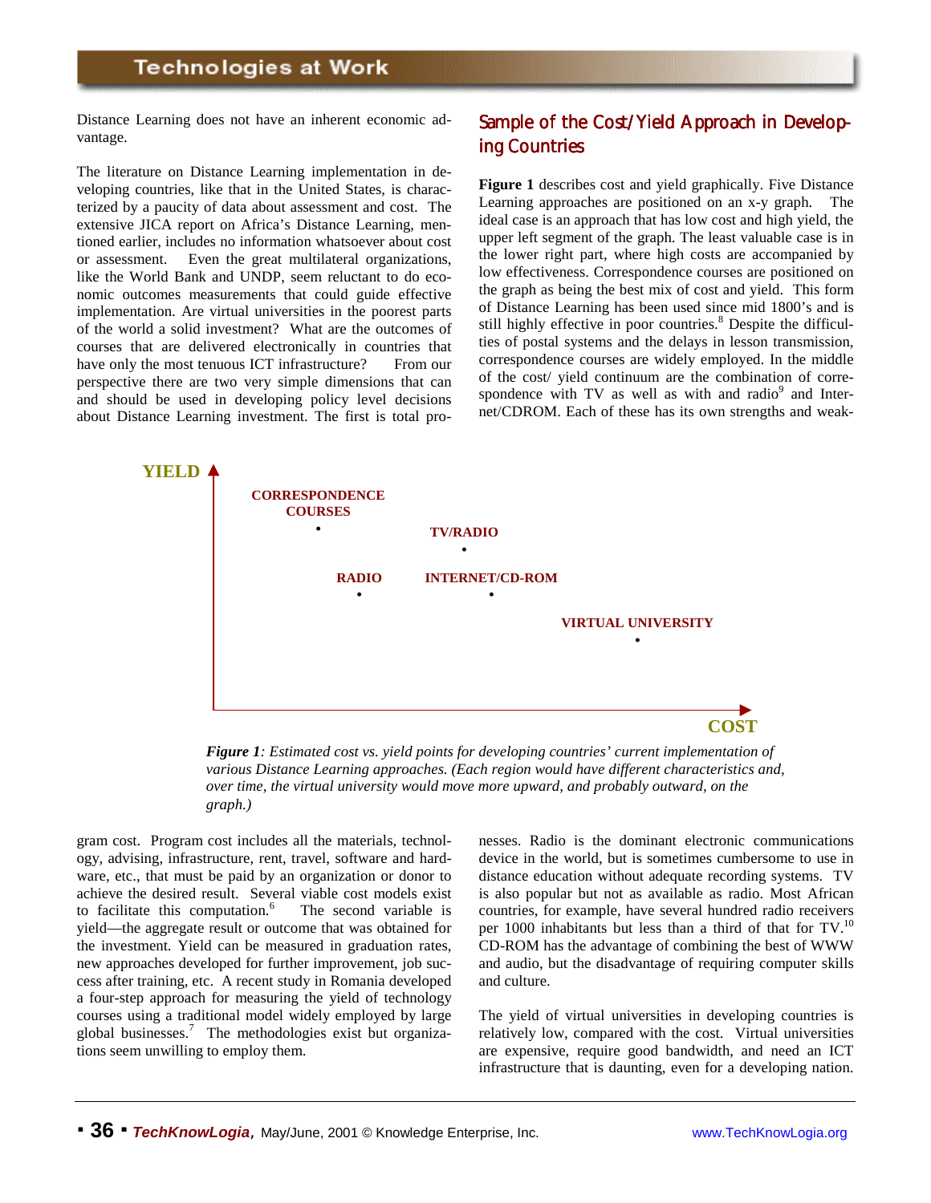Distance Learning does not have an inherent economic advantage.

The literature on Distance Learning implementation in developing countries, like that in the United States, is characterized by a paucity of data about assessment and cost. The extensive JICA report on Africa's Distance Learning, mentioned earlier, includes no information whatsoever about cost or assessment. Even the great multilateral organizations, like the World Bank and UNDP, seem reluctant to do economic outcomes measurements that could guide effective implementation. Are virtual universities in the poorest parts of the world a solid investment? What are the outcomes of courses that are delivered electronically in countries that have only the most tenuous ICT infrastructure? From our perspective there are two very simple dimensions that can and should be used in developing policy level decisions about Distance Learning investment. The first is total program cost. Program cost includes all the materials, technology, advising, infrastructure, rent, travel, software and hardware, etc., that must be paid by an organization or donor to achieve the desired result. Several viable cost models exist to facilitate this computation.[6] The second variable is yield—the aggregate result or outcome that was obtained for the investment. Yield can be measured in graduation rates, new approaches developed for further improvement, job success after training, etc. A recent study in Romania developed a four-step approach for measuring the yield of technology courses using a traditional model widely employed by large global businesses.[7] The methodologies exist but organizations seem unwilling to employ them.

## Sample of the Cost/Yield Approach in Developing Countries

**Figure 1** describes cost and yield graphically. Five Distance Learning approaches are positioned on an x-y graph. The ideal case is an approach that has low cost and high yield, the upper left segment of the graph. The least valuable case is in the lower right part, where high costs are accompanied by low effectiveness. Correspondence courses are positioned on the graph as being the best mix of cost and yield. This form of Distance Learning has been used since mid 1800's and is still highly effective in poor countries.[8] Despite the difficulties of postal systems and the delays in lesson transmission, correspondence courses are widely employed. In the middle of the cost/ yield continuum are the combination of correspondence with TV as well as with and radio[9] and Internet/CDROM. Each of these has its own strengths and weaknesses. Radio is the dominant electronic communications device in the world, but is sometimes cumbersome to use in distance education without adequate recording systems. TV is also popular but not as available as radio. Most African countries, for example, have several hundred radio receivers per 1000 inhabitants but less than a third of that for TV.[10] CD-ROM has the advantage of combining the best of WWW and audio, but the disadvantage of requiring computer skills and culture.

YIELD

CORRESPONDENCE COURSES

TV/RADIO

RADIO

INTERNET/CD-ROM

VIRTUAL UNIVERSITY

COST

***Figure 1****: Estimated cost vs. yield points for developing countries' current implementation of various Distance Learning approaches. (Each region would have different characteristics and, over time, the virtual university would move more upward, and probably outward, on the graph.)*

The yield of virtual universities in developing countries is relatively low, compared with the cost. Virtual universities are expensive, require good bandwidth, and need an ICT infrastructure that is daunting, even for a developing nation.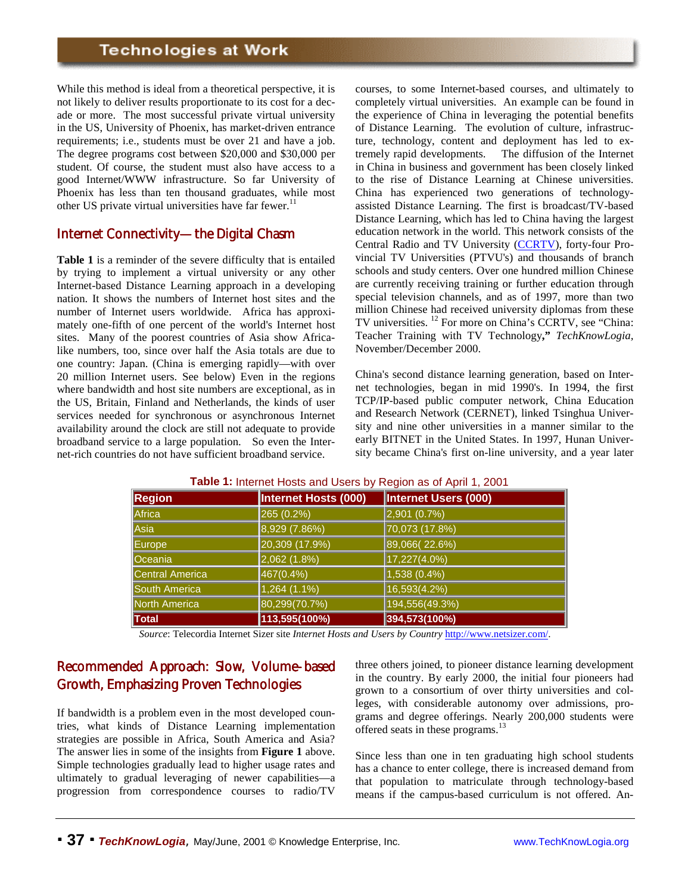While this method is ideal from a theoretical perspective, it is not likely to deliver results proportionate to its cost for a decade or more. The most successful private virtual university in the US, University of Phoenix, has market-driven entrance requirements; i.e., students must be over 21 and have a job. The degree programs cost between $20,000 and $30,000 per student. Of course, the student must also have access to a good Internet/WWW infrastructure. So far University of Phoenix has less than ten thousand graduates, while most other US private virtual universities have far fewer.[11]

## Internet Connectivity—the Digital Chasm

**Table 1** is a reminder of the severe difficulty that is entailed by trying to implement a virtual university or any other Internet-based Distance Learning approach in a developing nation. It shows the numbers of Internet host sites and the number of Internet users worldwide. Africa has approximately one-fifth of one percent of the world's Internet host sites. Many of the poorest countries of Asia show Africa-like numbers, too, since over half the Asia totals are due to one country: Japan. (China is emerging rapidly—with over 20 million Internet users. See below) Even in the regions where bandwidth and host site numbers are exceptional, as in the US, Britain, Finland and Netherlands, the kinds of user services needed for synchronous or asynchronous Internet availability around the clock are still not adequate to provide broadband service to a large population. So even the Internet-rich countries do not have sufficient broadband service.

**Table 1:** Internet Hosts and Users by Region as of April 1, 2001

| Region | Internet Hosts (000) | Internet Users (000) |
|---|---|---|
| Africa | 265 (0.2%) | 2,901 (0.7%) |
| Asia | 8,929 (7.86%) | 70,073 (17.8%) |
| Europe | 20,309 (17.9%) | 89,066( 22.6%) |
| Oceania | 2,062 (1.8%) | 17,227(4.0%) |
| Central America | 467(0.4%) | 1,538 (0.4%) |
| South America | 1,264 (1.1%) | 16,593(4.2%) |
| North America | 80,299(70.7%) | 194,556(49.3%) |
| **Total** | **113,595(100%)** | **394,573(100%)** |

*Source*: Telecordia Internet Sizer site *Internet Hosts and Users by Country* http://www.netsizer.com/.

## Recommended Approach: Slow, Volume-based Growth, Emphasizing Proven Technologies

If bandwidth is a problem even in the most developed countries, what kinds of Distance Learning implementation strategies are possible in Africa, South America and Asia? The answer lies in some of the insights from **Figure 1** above. Simple technologies gradually lead to higher usage rates and ultimately to gradual leveraging of newer capabilities—a progression from correspondence courses to radio/TV courses, to some Internet-based courses, and ultimately to completely virtual universities. An example can be found in the experience of China in leveraging the potential benefits of Distance Learning. The evolution of culture, infrastructure, technology, content and deployment has led to extremely rapid developments. The diffusion of the Internet in China in business and government has been closely linked to the rise of Distance Learning at Chinese universities. China has experienced two generations of technology-assisted Distance Learning. The first is broadcast/TV-based Distance Learning, which has led to China having the largest education network in the world. This network consists of the Central Radio and TV University (CCRTV), forty-four Provincial TV Universities (PTVU's) and thousands of branch schools and study centers. Over one hundred million Chinese are currently receiving training or further education through special television channels, and as of 1997, more than two million Chinese had received university diplomas from these TV universities.[12] For more on China's CCRTV, see "China: Teacher Training with TV Technology**,"** *TechKnowLogia,* November/December 2000.

China's second distance learning generation, based on Internet technologies, began in mid 1990's. In 1994, the first TCP/IP-based public computer network, China Education and Research Network (CERNET), linked Tsinghua University and nine other universities in a manner similar to the early BITNET in the United States. In 1997, Hunan University became China's first on-line university, and a year later three others joined, to pioneer distance learning development in the country. By early 2000, the initial four pioneers had grown to a consortium of over thirty universities and colleges, with considerable autonomy over admissions, programs and degree offerings. Nearly 200,000 students were offered seats in these programs.[13]

Since less than one in ten graduating high school students has a chance to enter college, there is increased demand from that population to matriculate through technology-based means if the campus-based curriculum is not offered. An-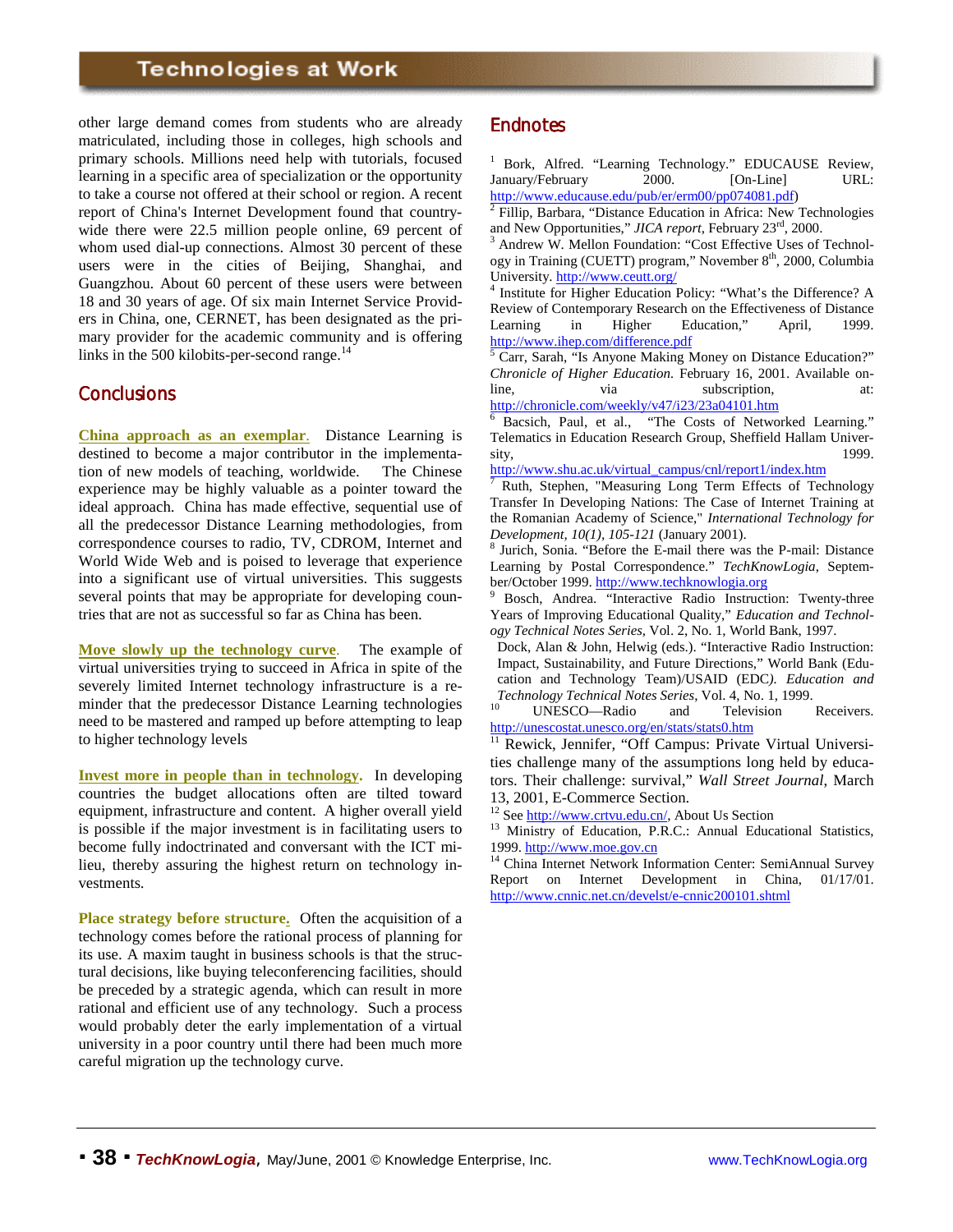other large demand comes from students who are already matriculated, including those in colleges, high schools and primary schools. Millions need help with tutorials, focused learning in a specific area of specialization or the opportunity to take a course not offered at their school or region. A recent report of China's Internet Development found that country-wide there were 22.5 million people online, 69 percent of whom used dial-up connections. Almost 30 percent of these users were in the cities of Beijing, Shanghai, and Guangzhou. About 60 percent of these users were between 18 and 30 years of age. Of six main Internet Service Providers in China, one, CERNET, has been designated as the primary provider for the academic community and is offering links in the 500 kilobits-per-second range.[14]

## Conclusions

**China approach as an exemplar.** Distance Learning is destined to become a major contributor in the implementation of new models of teaching, worldwide. The Chinese experience may be highly valuable as a pointer toward the ideal approach. China has made effective, sequential use of all the predecessor Distance Learning methodologies, from correspondence courses to radio, TV, CDROM, Internet and World Wide Web and is poised to leverage that experience into a significant use of virtual universities. This suggests several points that may be appropriate for developing countries that are not as successful so far as China has been.

**Move slowly up the technology curve.** The example of virtual universities trying to succeed in Africa in spite of the severely limited Internet technology infrastructure is a reminder that the predecessor Distance Learning technologies need to be mastered and ramped up before attempting to leap to higher technology levels

**Invest more in people than in technology.** In developing countries the budget allocations often are tilted toward equipment, infrastructure and content. A higher overall yield is possible if the major investment is in facilitating users to become fully indoctrinated and conversant with the ICT milieu, thereby assuring the highest return on technology investments.

**Place strategy before structure.** Often the acquisition of a technology comes before the rational process of planning for its use. A maxim taught in business schools is that the structural decisions, like buying teleconferencing facilities, should be preceded by a strategic agenda, which can result in more rational and efficient use of any technology. Such a process would probably deter the early implementation of a virtual university in a poor country until there had been much more careful migration up the technology curve.

## Endnotes

[1] Bork, Alfred. "Learning Technology." EDUCAUSE Review, January/February 2000. [On-Line] URL: http://www.educause.edu/pub/er/erm00/pp074081.pdf)

[2] Fillip, Barbara, "Distance Education in Africa: New Technologies and New Opportunities," *JICA report*, February 23rd, 2000.

[3] Andrew W. Mellon Foundation: "Cost Effective Uses of Technology in Training (CUETT) program," November 8th, 2000, Columbia University. http://www.ceutt.org/

[4] Institute for Higher Education Policy: "What's the Difference? A Review of Contemporary Research on the Effectiveness of Distance Learning in Higher Education," April, 1999. http://www.ihep.com/difference.pdf

[5] Carr, Sarah, "Is Anyone Making Money on Distance Education?" *Chronicle of Higher Education.* February 16, 2001. Available online, via subscription, at: http://chronicle.com/weekly/v47/i23/23a04101.htm

[6] Bacsich, Paul, et al., "The Costs of Networked Learning." Telematics in Education Research Group, Sheffield Hallam University, 1999. http://www.shu.ac.uk/virtual_campus/cnl/report1/index.htm

[7] Ruth, Stephen, "Measuring Long Term Effects of Technology Transfer In Developing Nations: The Case of Internet Training at the Romanian Academy of Science," *International Technology for Development, 10(1), 105-121* (January 2001).

[8] Jurich, Sonia. "Before the E-mail there was the P-mail: Distance Learning by Postal Correspondence." *TechKnowLogia*, September/October 1999. http://www.techknowlogia.org

[9] Bosch, Andrea. "Interactive Radio Instruction: Twenty-three Years of Improving Educational Quality," *Education and Technology Technical Notes Series*, Vol. 2, No. 1, World Bank, 1997.

Dock, Alan & John, Helwig (eds.). "Interactive Radio Instruction: Impact, Sustainability, and Future Directions," World Bank (Education and Technology Team)/USAID (EDC). *Education and Technology Technical Notes Series*, Vol. 4, No. 1, 1999.

[10] UNESCO—Radio and Television Receivers. http://unescostat.unesco.org/en/stats/stats0.htm

[11] Rewick, Jennifer, "Off Campus: Private Virtual Universities challenge many of the assumptions long held by educators. Their challenge: survival," *Wall Street Journal*, March 13, 2001, E-Commerce Section.

[12] See http://www.crtvu.edu.cn/, About Us Section

[13] Ministry of Education, P.R.C.: Annual Educational Statistics, 1999. http://www.moe.gov.cn

[14] China Internet Network Information Center: SemiAnnual Survey Report on Internet Development in China, 01/17/01. http://www.cnnic.net.cn/develst/e-cnnic200101.shtml